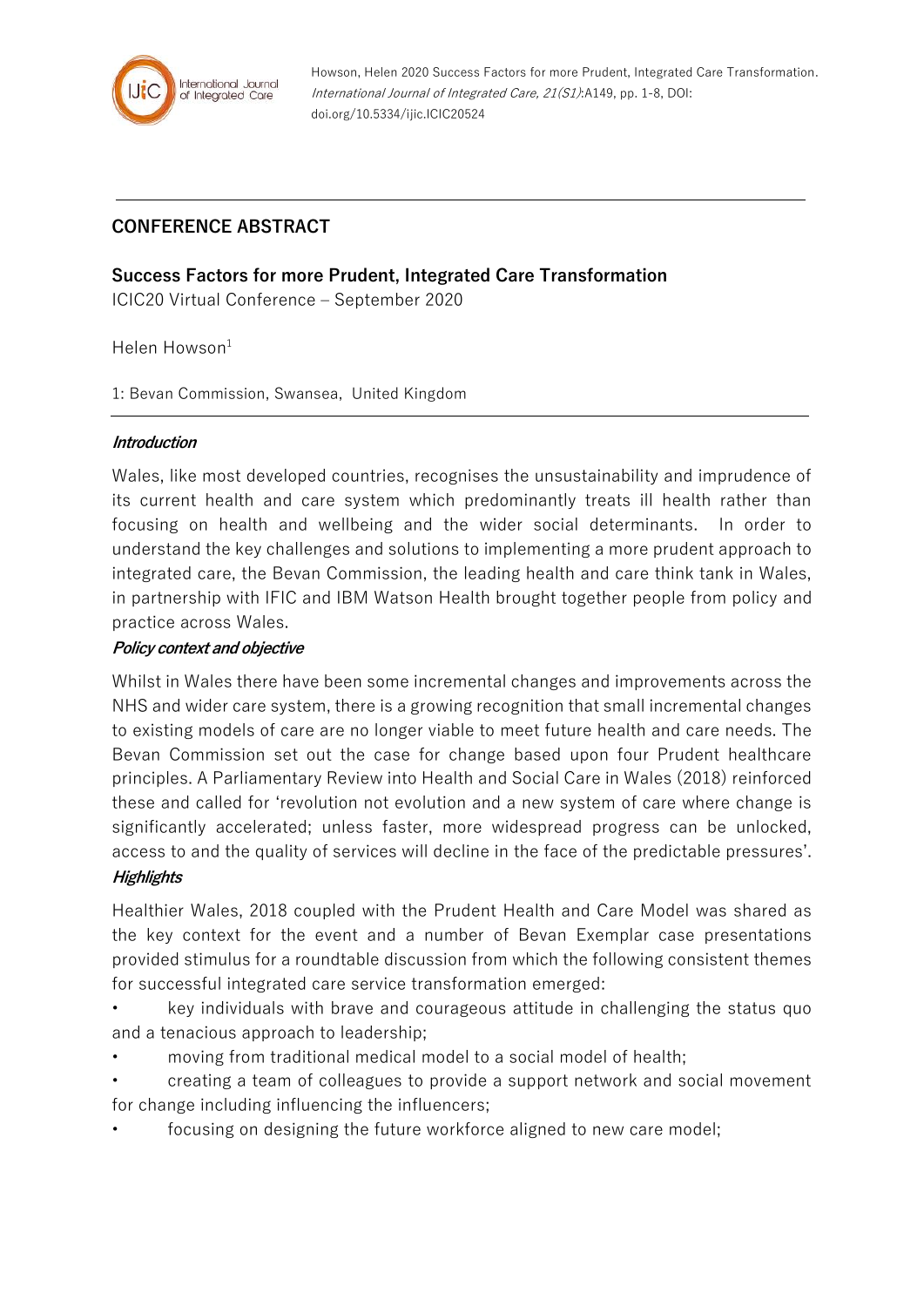Howson, Helen 2020 Success Factors for more Prudent, Integrated Care Transformation. *International Journal of Integrated Care, 21(S1)*:A149, pp. 1-8, DOI: doi.org/10.5334/ijic.ICIC20524

---

## CONFERENCE ABSTRACT

# Success Factors for more Prudent, Integrated Care Transformation

ICIC20 Virtual Conference – September 2020

Helen Howson[1]

1: Bevan Commission, Swansea, United Kingdom

---

***Introduction***

Wales, like most developed countries, recognises the unsustainability and imprudence of its current health and care system which predominantly treats ill health rather than focusing on health and wellbeing and the wider social determinants. In order to understand the key challenges and solutions to implementing a more prudent approach to integrated care, the Bevan Commission, the leading health and care think tank in Wales, in partnership with IFIC and IBM Watson Health brought together people from policy and practice across Wales.

***Policy context and objective***

Whilst in Wales there have been some incremental changes and improvements across the NHS and wider care system, there is a growing recognition that small incremental changes to existing models of care are no longer viable to meet future health and care needs. The Bevan Commission set out the case for change based upon four Prudent healthcare principles. A Parliamentary Review into Health and Social Care in Wales (2018) reinforced these and called for 'revolution not evolution and a new system of care where change is significantly accelerated; unless faster, more widespread progress can be unlocked, access to and the quality of services will decline in the face of the predictable pressures'.

***Highlights***

Healthier Wales, 2018 coupled with the Prudent Health and Care Model was shared as the key context for the event and a number of Bevan Exemplar case presentations provided stimulus for a roundtable discussion from which the following consistent themes for successful integrated care service transformation emerged:

- key individuals with brave and courageous attitude in challenging the status quo and a tenacious approach to leadership;
- moving from traditional medical model to a social model of health;
- creating a team of colleagues to provide a support network and social movement for change including influencing the influencers;
- focusing on designing the future workforce aligned to new care model;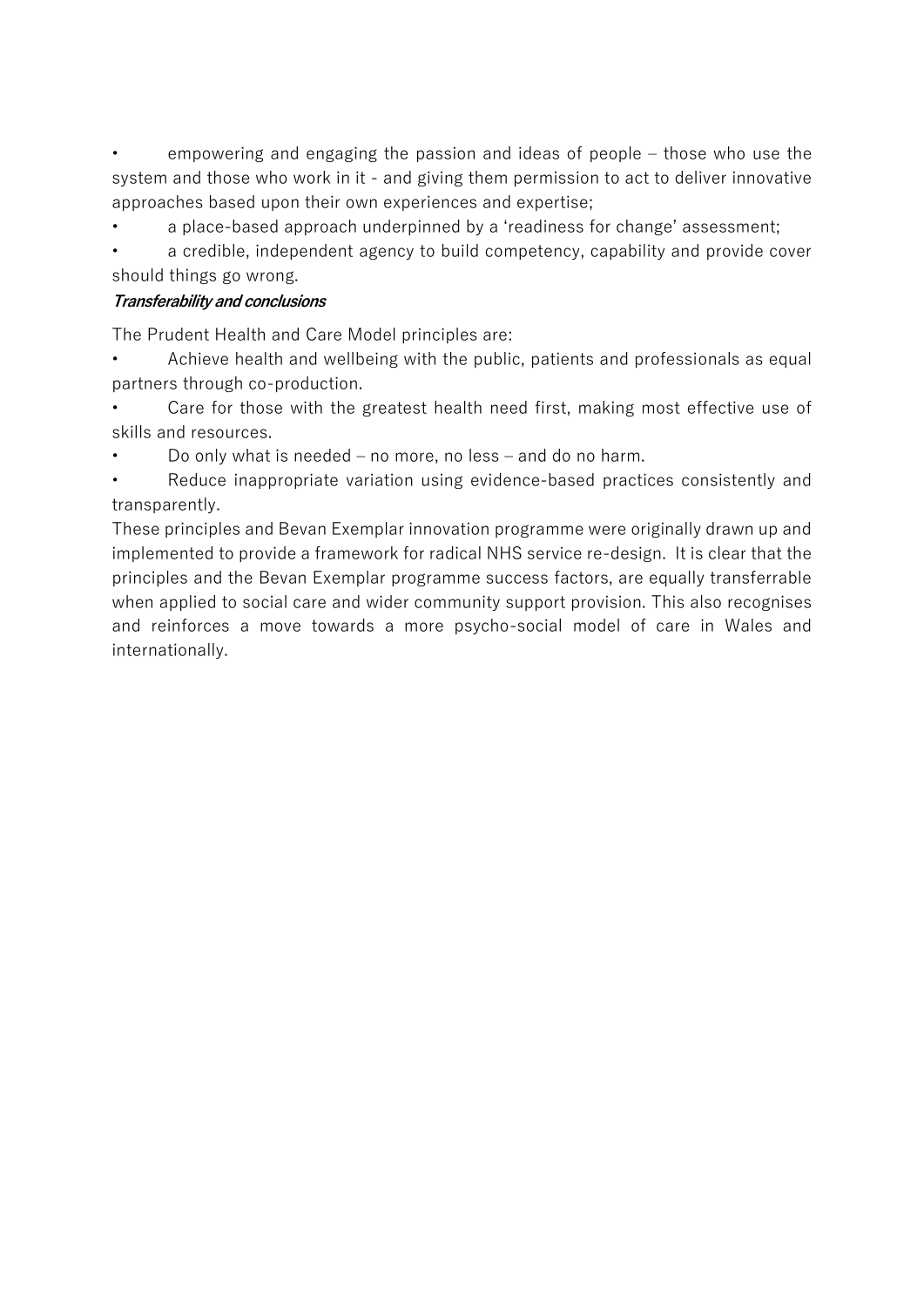- empowering and engaging the passion and ideas of people – those who use the system and those who work in it - and giving them permission to act to deliver innovative approaches based upon their own experiences and expertise;
- a place-based approach underpinned by a 'readiness for change' assessment;
- a credible, independent agency to build competency, capability and provide cover should things go wrong.

***Transferability and conclusions***

The Prudent Health and Care Model principles are:

- Achieve health and wellbeing with the public, patients and professionals as equal partners through co-production.
- Care for those with the greatest health need first, making most effective use of skills and resources.
- Do only what is needed – no more, no less – and do no harm.
- Reduce inappropriate variation using evidence-based practices consistently and transparently.

These principles and Bevan Exemplar innovation programme were originally drawn up and implemented to provide a framework for radical NHS service re-design. It is clear that the principles and the Bevan Exemplar programme success factors, are equally transferrable when applied to social care and wider community support provision. This also recognises and reinforces a move towards a more psycho-social model of care in Wales and internationally.